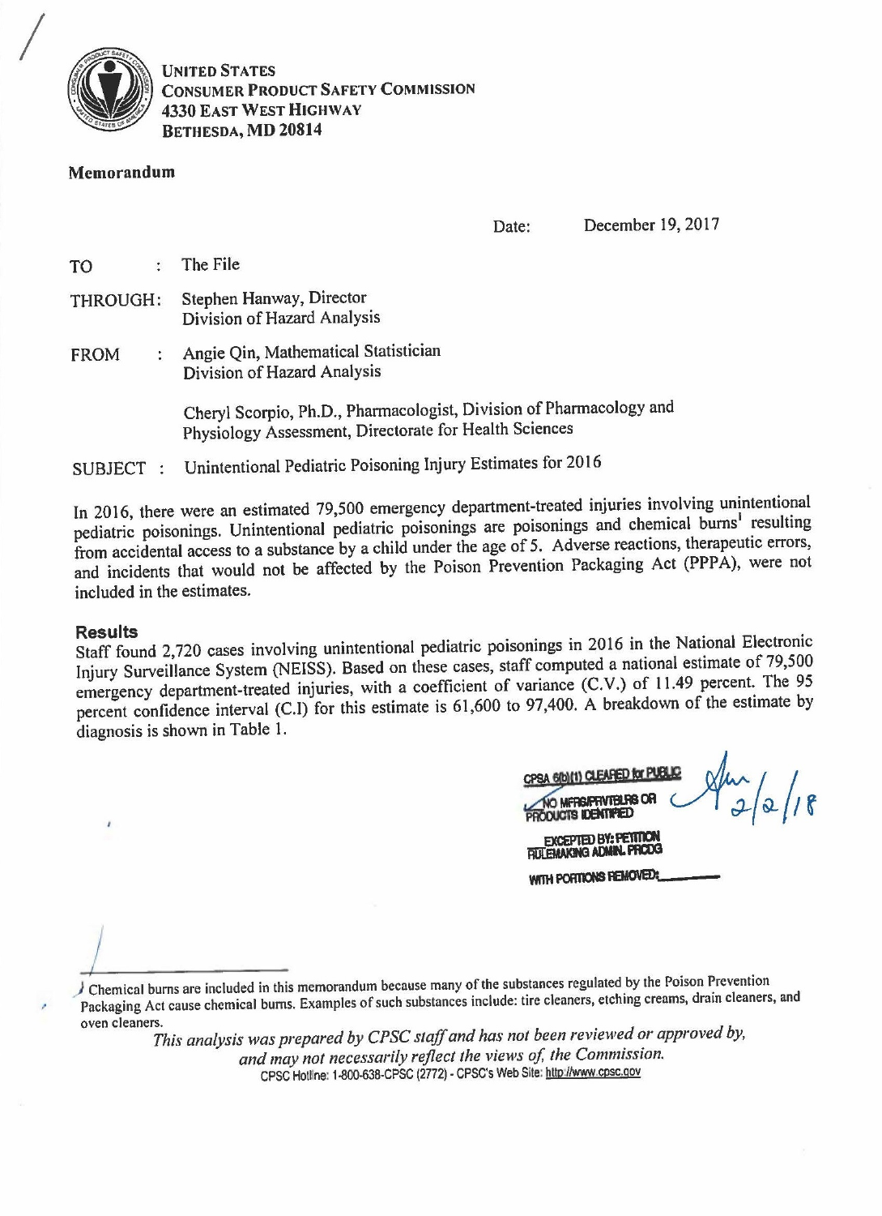**UNITED STATES**
**CONSUMER PRODUCT SAFETY COMMISSION**
**4330 EAST WEST HIGHWAY**
**BETHESDA, MD 20814**

**Memorandum**

Date: December 19, 2017

TO : The File

THROUGH: Stephen Hanway, Director
Division of Hazard Analysis

FROM : Angie Qin, Mathematical Statistician
Division of Hazard Analysis

Cheryl Scorpio, Ph.D., Pharmacologist, Division of Pharmacology and Physiology Assessment, Directorate for Health Sciences

SUBJECT : Unintentional Pediatric Poisoning Injury Estimates for 2016

In 2016, there were an estimated 79,500 emergency department-treated injuries involving unintentional pediatric poisonings. Unintentional pediatric poisonings are poisonings and chemical burns[1] resulting from accidental access to a substance by a child under the age of 5. Adverse reactions, therapeutic errors, and incidents that would not be affected by the Poison Prevention Packaging Act (PPPA), were not included in the estimates.

## Results

Staff found 2,720 cases involving unintentional pediatric poisonings in 2016 in the National Electronic Injury Surveillance System (NEISS). Based on these cases, staff computed a national estimate of 79,500 emergency department-treated injuries, with a coefficient of variance (C.V.) of 11.49 percent. The 95 percent confidence interval (C.I) for this estimate is 61,600 to 97,400. A breakdown of the estimate by diagnosis is shown in Table 1.

CPSA 6(b)(1) CLEARED for PUBLIC
NO MFRS/PRVTLBLRS OR PRODUCTS IDENTIFIED
EXCEPTED BY: PETITION RULEMAKING ADMIN. PRCDG
WITH PORTIONS REMOVED:______

2/2/18

[1] Chemical burns are included in this memorandum because many of the substances regulated by the Poison Prevention Packaging Act cause chemical burns. Examples of such substances include: tire cleaners, etching creams, drain cleaners, and oven cleaners.

*This analysis was prepared by CPSC staff and has not been reviewed or approved by, and may not necessarily reflect the views of, the Commission.*

CPSC Hotline: 1-800-638-CPSC (2772) - CPSC's Web Site: http://www.cpsc.gov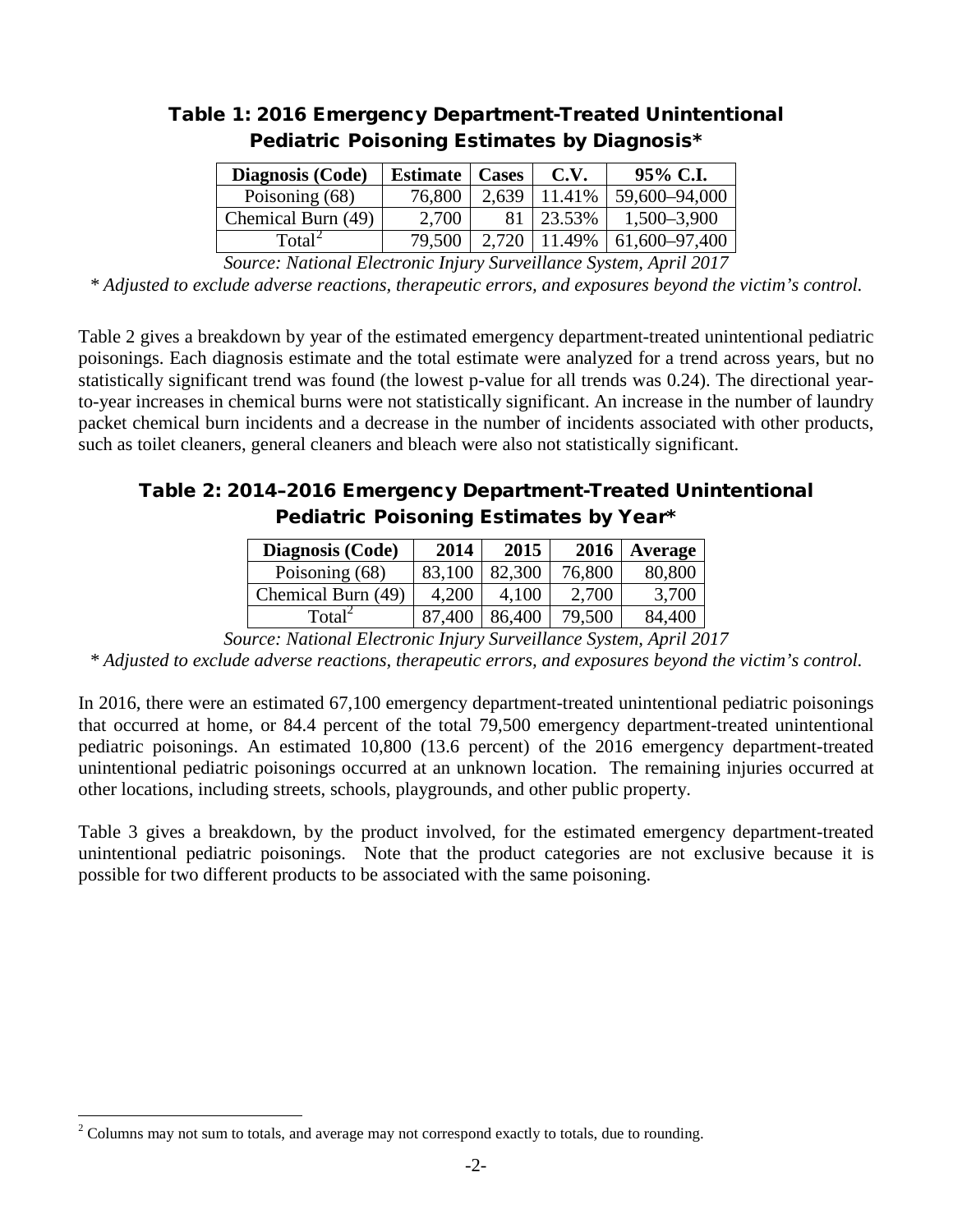### Table 1: 2016 Emergency Department-Treated Unintentional Pediatric Poisoning Estimates by Diagnosis*

| Diagnosis (Code) | Estimate | Cases | C.V. | 95% C.I. |
|---|---|---|---|---|
| Poisoning (68) | 76,800 | 2,639 | 11.41% | 59,600–94,000 |
| Chemical Burn (49) | 2,700 | 81 | 23.53% | 1,500–3,900 |
| Total[2] | 79,500 | 2,720 | 11.49% | 61,600–97,400 |

*Source: National Electronic Injury Surveillance System, April 2017*

\* *Adjusted to exclude adverse reactions, therapeutic errors, and exposures beyond the victim's control.*

Table 2 gives a breakdown by year of the estimated emergency department-treated unintentional pediatric poisonings. Each diagnosis estimate and the total estimate were analyzed for a trend across years, but no statistically significant trend was found (the lowest p-value for all trends was 0.24). The directional year-to-year increases in chemical burns were not statistically significant. An increase in the number of laundry packet chemical burn incidents and a decrease in the number of incidents associated with other products, such as toilet cleaners, general cleaners and bleach were also not statistically significant.

### Table 2: 2014–2016 Emergency Department-Treated Unintentional Pediatric Poisoning Estimates by Year*

| Diagnosis (Code) | 2014 | 2015 | 2016 | Average |
|---|---|---|---|---|
| Poisoning (68) | 83,100 | 82,300 | 76,800 | 80,800 |
| Chemical Burn (49) | 4,200 | 4,100 | 2,700 | 3,700 |
| Total[2] | 87,400 | 86,400 | 79,500 | 84,400 |

*Source: National Electronic Injury Surveillance System, April 2017*

\* *Adjusted to exclude adverse reactions, therapeutic errors, and exposures beyond the victim's control.*

In 2016, there were an estimated 67,100 emergency department-treated unintentional pediatric poisonings that occurred at home, or 84.4 percent of the total 79,500 emergency department-treated unintentional pediatric poisonings. An estimated 10,800 (13.6 percent) of the 2016 emergency department-treated unintentional pediatric poisonings occurred at an unknown location. The remaining injuries occurred at other locations, including streets, schools, playgrounds, and other public property.

Table 3 gives a breakdown, by the product involved, for the estimated emergency department-treated unintentional pediatric poisonings. Note that the product categories are not exclusive because it is possible for two different products to be associated with the same poisoning.

[2] Columns may not sum to totals, and average may not correspond exactly to totals, due to rounding.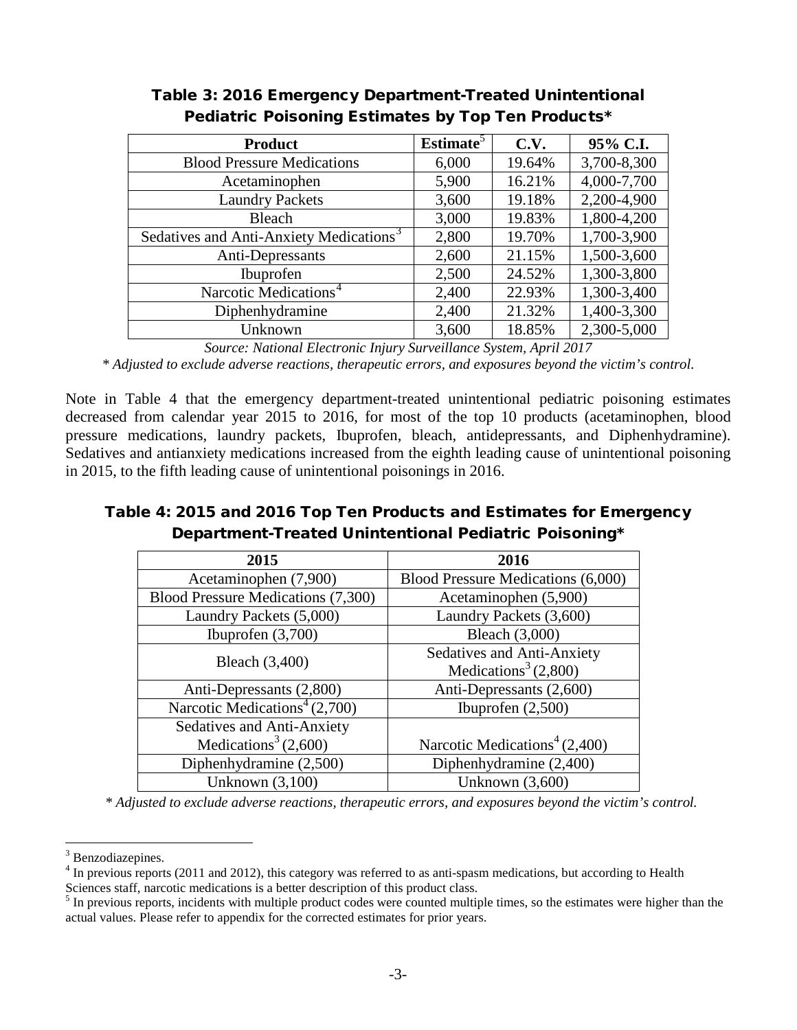**Table 3: 2016 Emergency Department-Treated Unintentional Pediatric Poisoning Estimates by Top Ten Products***

| Product | Estimate[5] | C.V. | 95% C.I. |
|---|---|---|---|
| Blood Pressure Medications | 6,000 | 19.64% | 3,700-8,300 |
| Acetaminophen | 5,900 | 16.21% | 4,000-7,700 |
| Laundry Packets | 3,600 | 19.18% | 2,200-4,900 |
| Bleach | 3,000 | 19.83% | 1,800-4,200 |
| Sedatives and Anti-Anxiety Medications[3] | 2,800 | 19.70% | 1,700-3,900 |
| Anti-Depressants | 2,600 | 21.15% | 1,500-3,600 |
| Ibuprofen | 2,500 | 24.52% | 1,300-3,800 |
| Narcotic Medications[4] | 2,400 | 22.93% | 1,300-3,400 |
| Diphenhydramine | 2,400 | 21.32% | 1,400-3,300 |
| Unknown | 3,600 | 18.85% | 2,300-5,000 |

*Source: National Electronic Injury Surveillance System, April 2017*

*\* Adjusted to exclude adverse reactions, therapeutic errors, and exposures beyond the victim's control.*

Note in Table 4 that the emergency department-treated unintentional pediatric poisoning estimates decreased from calendar year 2015 to 2016, for most of the top 10 products (acetaminophen, blood pressure medications, laundry packets, Ibuprofen, bleach, antidepressants, and Diphenhydramine). Sedatives and antianxiety medications increased from the eighth leading cause of unintentional poisoning in 2015, to the fifth leading cause of unintentional poisonings in 2016.

**Table 4: 2015 and 2016 Top Ten Products and Estimates for Emergency Department-Treated Unintentional Pediatric Poisoning***

| 2015 | 2016 |
|---|---|
| Acetaminophen (7,900) | Blood Pressure Medications (6,000) |
| Blood Pressure Medications (7,300) | Acetaminophen (5,900) |
| Laundry Packets (5,000) | Laundry Packets (3,600) |
| Ibuprofen (3,700) | Bleach (3,000) |
| Bleach (3,400) | Sedatives and Anti-Anxiety Medications[3] (2,800) |
| Anti-Depressants (2,800) | Anti-Depressants (2,600) |
| Narcotic Medications[4] (2,700) | Ibuprofen (2,500) |
| Sedatives and Anti-Anxiety Medications[3] (2,600) | Narcotic Medications[4] (2,400) |
| Diphenhydramine (2,500) | Diphenhydramine (2,400) |
| Unknown (3,100) | Unknown (3,600) |

*\* Adjusted to exclude adverse reactions, therapeutic errors, and exposures beyond the victim's control.*

[3] Benzodiazepines.

[4] In previous reports (2011 and 2012), this category was referred to as anti-spasm medications, but according to Health Sciences staff, narcotic medications is a better description of this product class.

[5] In previous reports, incidents with multiple product codes were counted multiple times, so the estimates were higher than the actual values. Please refer to appendix for the corrected estimates for prior years.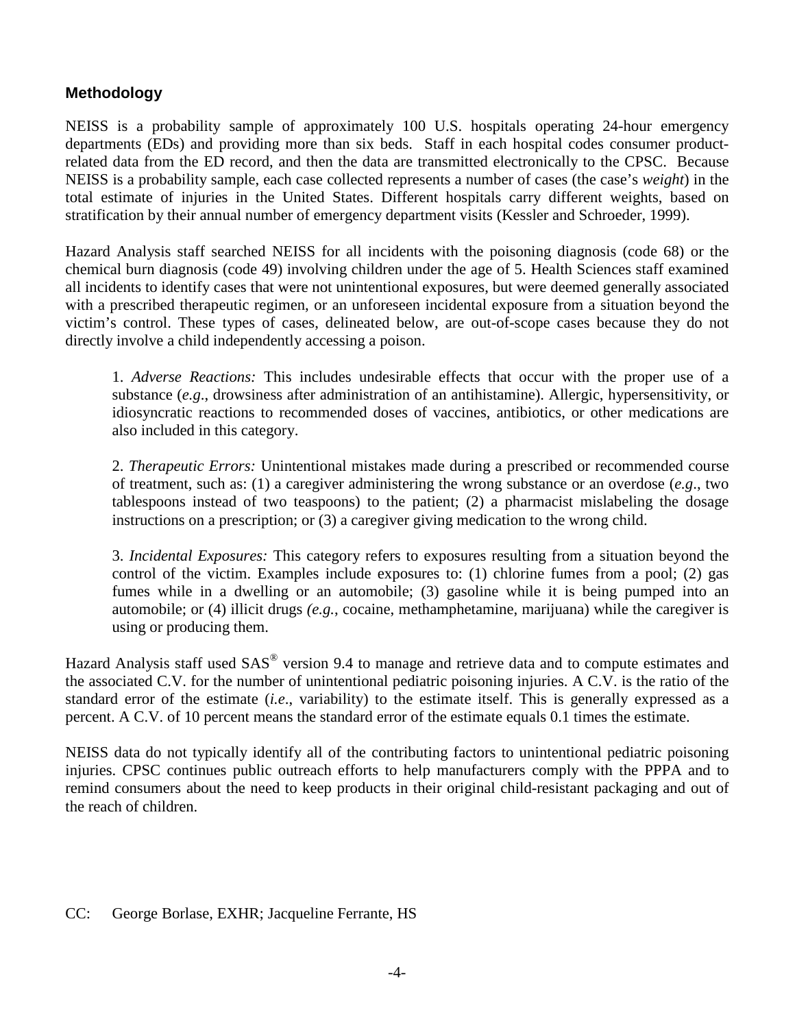## Methodology

NEISS is a probability sample of approximately 100 U.S. hospitals operating 24-hour emergency departments (EDs) and providing more than six beds. Staff in each hospital codes consumer product-related data from the ED record, and then the data are transmitted electronically to the CPSC. Because NEISS is a probability sample, each case collected represents a number of cases (the case's *weight*) in the total estimate of injuries in the United States. Different hospitals carry different weights, based on stratification by their annual number of emergency department visits (Kessler and Schroeder, 1999).

Hazard Analysis staff searched NEISS for all incidents with the poisoning diagnosis (code 68) or the chemical burn diagnosis (code 49) involving children under the age of 5. Health Sciences staff examined all incidents to identify cases that were not unintentional exposures, but were deemed generally associated with a prescribed therapeutic regimen, or an unforeseen incidental exposure from a situation beyond the victim's control. These types of cases, delineated below, are out-of-scope cases because they do not directly involve a child independently accessing a poison.

> 1. *Adverse Reactions:* This includes undesirable effects that occur with the proper use of a substance (*e.g*., drowsiness after administration of an antihistamine). Allergic, hypersensitivity, or idiosyncratic reactions to recommended doses of vaccines, antibiotics, or other medications are also included in this category.
>
> 2. *Therapeutic Errors:* Unintentional mistakes made during a prescribed or recommended course of treatment, such as: (1) a caregiver administering the wrong substance or an overdose (*e.g*., two tablespoons instead of two teaspoons) to the patient; (2) a pharmacist mislabeling the dosage instructions on a prescription; or (3) a caregiver giving medication to the wrong child.
>
> 3. *Incidental Exposures:* This category refers to exposures resulting from a situation beyond the control of the victim. Examples include exposures to: (1) chlorine fumes from a pool; (2) gas fumes while in a dwelling or an automobile; (3) gasoline while it is being pumped into an automobile; or (4) illicit drugs *(e.g.,* cocaine, methamphetamine, marijuana) while the caregiver is using or producing them.

Hazard Analysis staff used SAS® version 9.4 to manage and retrieve data and to compute estimates and the associated C.V. for the number of unintentional pediatric poisoning injuries. A C.V. is the ratio of the standard error of the estimate (*i.e*., variability) to the estimate itself. This is generally expressed as a percent. A C.V. of 10 percent means the standard error of the estimate equals 0.1 times the estimate.

NEISS data do not typically identify all of the contributing factors to unintentional pediatric poisoning injuries. CPSC continues public outreach efforts to help manufacturers comply with the PPPA and to remind consumers about the need to keep products in their original child-resistant packaging and out of the reach of children.

CC: George Borlase, EXHR; Jacqueline Ferrante, HS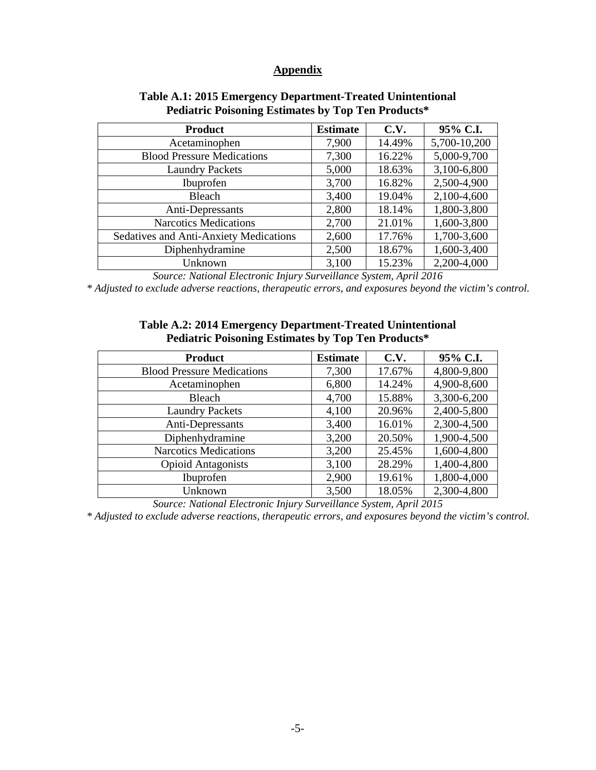## Appendix

**Table A.1: 2015 Emergency Department-Treated Unintentional Pediatric Poisoning Estimates by Top Ten Products***

| Product | Estimate | C.V. | 95% C.I. |
|---|---|---|---|
| Acetaminophen | 7,900 | 14.49% | 5,700-10,200 |
| Blood Pressure Medications | 7,300 | 16.22% | 5,000-9,700 |
| Laundry Packets | 5,000 | 18.63% | 3,100-6,800 |
| Ibuprofen | 3,700 | 16.82% | 2,500-4,900 |
| Bleach | 3,400 | 19.04% | 2,100-4,600 |
| Anti-Depressants | 2,800 | 18.14% | 1,800-3,800 |
| Narcotics Medications | 2,700 | 21.01% | 1,600-3,800 |
| Sedatives and Anti-Anxiety Medications | 2,600 | 17.76% | 1,700-3,600 |
| Diphenhydramine | 2,500 | 18.67% | 1,600-3,400 |
| Unknown | 3,100 | 15.23% | 2,200-4,000 |

*Source: National Electronic Injury Surveillance System, April 2016*

*\* Adjusted to exclude adverse reactions, therapeutic errors, and exposures beyond the victim's control.*

**Table A.2: 2014 Emergency Department-Treated Unintentional Pediatric Poisoning Estimates by Top Ten Products***

| Product | Estimate | C.V. | 95% C.I. |
|---|---|---|---|
| Blood Pressure Medications | 7,300 | 17.67% | 4,800-9,800 |
| Acetaminophen | 6,800 | 14.24% | 4,900-8,600 |
| Bleach | 4,700 | 15.88% | 3,300-6,200 |
| Laundry Packets | 4,100 | 20.96% | 2,400-5,800 |
| Anti-Depressants | 3,400 | 16.01% | 2,300-4,500 |
| Diphenhydramine | 3,200 | 20.50% | 1,900-4,500 |
| Narcotics Medications | 3,200 | 25.45% | 1,600-4,800 |
| Opioid Antagonists | 3,100 | 28.29% | 1,400-4,800 |
| Ibuprofen | 2,900 | 19.61% | 1,800-4,000 |
| Unknown | 3,500 | 18.05% | 2,300-4,800 |

*Source: National Electronic Injury Surveillance System, April 2015*

*\* Adjusted to exclude adverse reactions, therapeutic errors, and exposures beyond the victim's control.*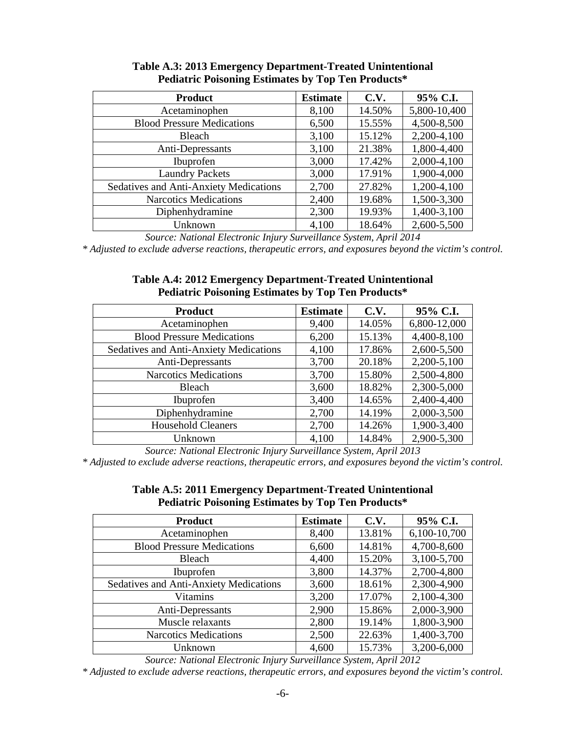**Table A.3: 2013 Emergency Department-Treated Unintentional Pediatric Poisoning Estimates by Top Ten Products***

| Product | Estimate | C.V. | 95% C.I. |
|---|---|---|---|
| Acetaminophen | 8,100 | 14.50% | 5,800-10,400 |
| Blood Pressure Medications | 6,500 | 15.55% | 4,500-8,500 |
| Bleach | 3,100 | 15.12% | 2,200-4,100 |
| Anti-Depressants | 3,100 | 21.38% | 1,800-4,400 |
| Ibuprofen | 3,000 | 17.42% | 2,000-4,100 |
| Laundry Packets | 3,000 | 17.91% | 1,900-4,000 |
| Sedatives and Anti-Anxiety Medications | 2,700 | 27.82% | 1,200-4,100 |
| Narcotics Medications | 2,400 | 19.68% | 1,500-3,300 |
| Diphenhydramine | 2,300 | 19.93% | 1,400-3,100 |
| Unknown | 4,100 | 18.64% | 2,600-5,500 |

*Source: National Electronic Injury Surveillance System, April 2014*

*\* Adjusted to exclude adverse reactions, therapeutic errors, and exposures beyond the victim's control.*

**Table A.4: 2012 Emergency Department-Treated Unintentional Pediatric Poisoning Estimates by Top Ten Products***

| Product | Estimate | C.V. | 95% C.I. |
|---|---|---|---|
| Acetaminophen | 9,400 | 14.05% | 6,800-12,000 |
| Blood Pressure Medications | 6,200 | 15.13% | 4,400-8,100 |
| Sedatives and Anti-Anxiety Medications | 4,100 | 17.86% | 2,600-5,500 |
| Anti-Depressants | 3,700 | 20.18% | 2,200-5,100 |
| Narcotics Medications | 3,700 | 15.80% | 2,500-4,800 |
| Bleach | 3,600 | 18.82% | 2,300-5,000 |
| Ibuprofen | 3,400 | 14.65% | 2,400-4,400 |
| Diphenhydramine | 2,700 | 14.19% | 2,000-3,500 |
| Household Cleaners | 2,700 | 14.26% | 1,900-3,400 |
| Unknown | 4,100 | 14.84% | 2,900-5,300 |

*Source: National Electronic Injury Surveillance System, April 2013*

*\* Adjusted to exclude adverse reactions, therapeutic errors, and exposures beyond the victim's control.*

**Table A.5: 2011 Emergency Department-Treated Unintentional Pediatric Poisoning Estimates by Top Ten Products***

| Product | Estimate | C.V. | 95% C.I. |
|---|---|---|---|
| Acetaminophen | 8,400 | 13.81% | 6,100-10,700 |
| Blood Pressure Medications | 6,600 | 14.81% | 4,700-8,600 |
| Bleach | 4,400 | 15.20% | 3,100-5,700 |
| Ibuprofen | 3,800 | 14.37% | 2,700-4,800 |
| Sedatives and Anti-Anxiety Medications | 3,600 | 18.61% | 2,300-4,900 |
| Vitamins | 3,200 | 17.07% | 2,100-4,300 |
| Anti-Depressants | 2,900 | 15.86% | 2,000-3,900 |
| Muscle relaxants | 2,800 | 19.14% | 1,800-3,900 |
| Narcotics Medications | 2,500 | 22.63% | 1,400-3,700 |
| Unknown | 4,600 | 15.73% | 3,200-6,000 |

*Source: National Electronic Injury Surveillance System, April 2012*

*\* Adjusted to exclude adverse reactions, therapeutic errors, and exposures beyond the victim's control.*